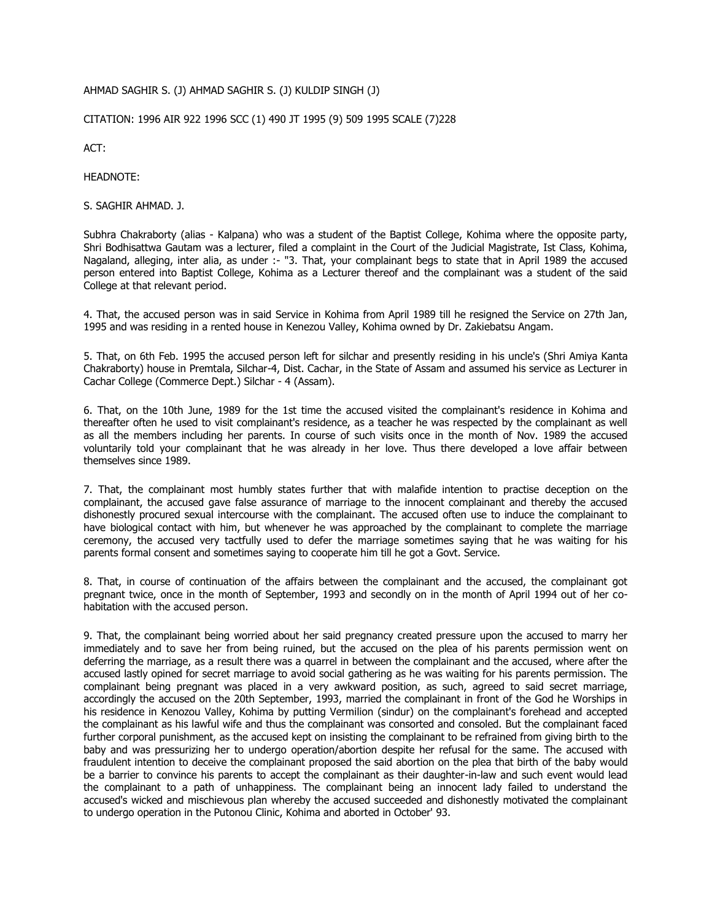AHMAD SAGHIR S. (J) AHMAD SAGHIR S. (J) KULDIP SINGH (J)

CITATION: 1996 AIR 922 1996 SCC (1) 490 JT 1995 (9) 509 1995 SCALE (7)228

ACT:

HEADNOTE:

S. SAGHIR AHMAD. J.

Subhra Chakraborty (alias - Kalpana) who was a student of the Baptist College, Kohima where the opposite party, Shri Bodhisattwa Gautam was a lecturer, filed a complaint in the Court of the Judicial Magistrate, Ist Class, Kohima, Nagaland, alleging, inter alia, as under :- "3. That, your complainant begs to state that in April 1989 the accused person entered into Baptist College, Kohima as a Lecturer thereof and the complainant was a student of the said College at that relevant period.

4. That, the accused person was in said Service in Kohima from April 1989 till he resigned the Service on 27th Jan, 1995 and was residing in a rented house in Kenezou Valley, Kohima owned by Dr. Zakiebatsu Angam.

5. That, on 6th Feb. 1995 the accused person left for silchar and presently residing in his uncle's (Shri Amiya Kanta Chakraborty) house in Premtala, Silchar-4, Dist. Cachar, in the State of Assam and assumed his service as Lecturer in Cachar College (Commerce Dept.) Silchar - 4 (Assam).

6. That, on the 10th June, 1989 for the 1st time the accused visited the complainant's residence in Kohima and thereafter often he used to visit complainant's residence, as a teacher he was respected by the complainant as well as all the members including her parents. In course of such visits once in the month of Nov. 1989 the accused voluntarily told your complainant that he was already in her love. Thus there developed a love affair between themselves since 1989.

7. That, the complainant most humbly states further that with malafide intention to practise deception on the complainant, the accused gave false assurance of marriage to the innocent complainant and thereby the accused dishonestly procured sexual intercourse with the complainant. The accused often use to induce the complainant to have biological contact with him, but whenever he was approached by the complainant to complete the marriage ceremony, the accused very tactfully used to defer the marriage sometimes saying that he was waiting for his parents formal consent and sometimes saying to cooperate him till he got a Govt. Service.

8. That, in course of continuation of the affairs between the complainant and the accused, the complainant got pregnant twice, once in the month of September, 1993 and secondly on in the month of April 1994 out of her co-habitation with the accused person.

9. That, the complainant being worried about her said pregnancy created pressure upon the accused to marry her immediately and to save her from being ruined, but the accused on the plea of his parents permission went on deferring the marriage, as a result there was a quarrel in between the complainant and the accused, where after the accused lastly opined for secret marriage to avoid social gathering as he was waiting for his parents permission. The complainant being pregnant was placed in a very awkward position, as such, agreed to said secret marriage, accordingly the accused on the 20th September, 1993, married the complainant in front of the God he Worships in his residence in Kenozou Valley, Kohima by putting Vermilion (sindur) on the complainant's forehead and accepted the complainant as his lawful wife and thus the complainant was consorted and consoled. But the complainant faced further corporal punishment, as the accused kept on insisting the complainant to be refrained from giving birth to the baby and was pressurizing her to undergo operation/abortion despite her refusal for the same. The accused with fraudulent intention to deceive the complainant proposed the said abortion on the plea that birth of the baby would be a barrier to convince his parents to accept the complainant as their daughter-in-law and such event would lead the complainant to a path of unhappiness. The complainant being an innocent lady failed to understand the accused's wicked and mischievous plan whereby the accused succeeded and dishonestly motivated the complainant to undergo operation in the Putonou Clinic, Kohima and aborted in October' 93.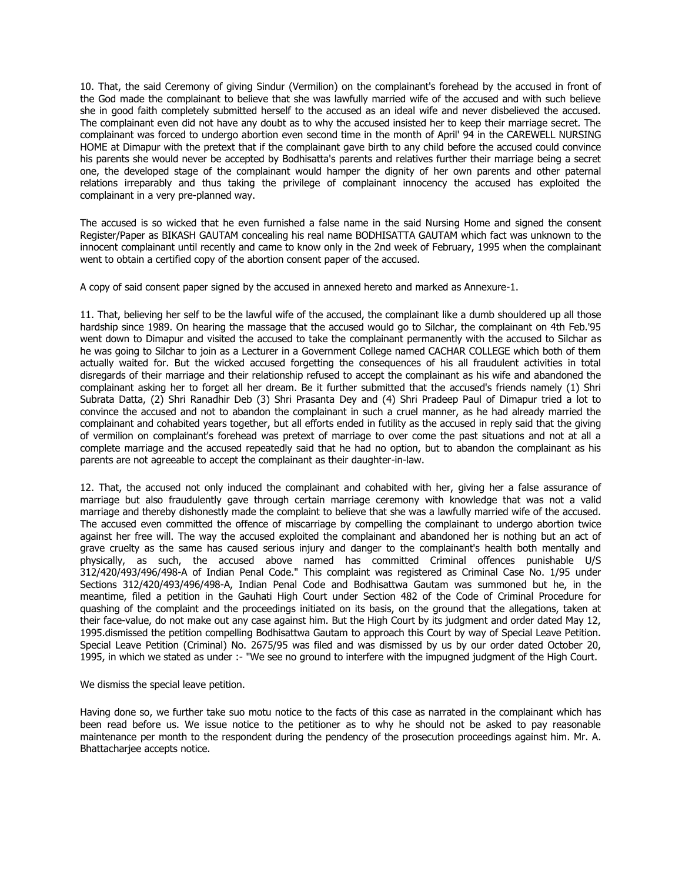10. That, the said Ceremony of giving Sindur (Vermilion) on the complainant's forehead by the accused in front of the God made the complainant to believe that she was lawfully married wife of the accused and with such believe she in good faith completely submitted herself to the accused as an ideal wife and never disbelieved the accused. The complainant even did not have any doubt as to why the accused insisted her to keep their marriage secret. The complainant was forced to undergo abortion even second time in the month of April' 94 in the CAREWELL NURSING HOME at Dimapur with the pretext that if the complainant gave birth to any child before the accused could convince his parents she would never be accepted by Bodhisatta's parents and relatives further their marriage being a secret one, the developed stage of the complainant would hamper the dignity of her own parents and other paternal relations irreparably and thus taking the privilege of complainant innocency the accused has exploited the complainant in a very pre-planned way.

The accused is so wicked that he even furnished a false name in the said Nursing Home and signed the consent Register/Paper as BIKASH GAUTAM concealing his real name BODHISATTA GAUTAM which fact was unknown to the innocent complainant until recently and came to know only in the 2nd week of February, 1995 when the complainant went to obtain a certified copy of the abortion consent paper of the accused.

A copy of said consent paper signed by the accused in annexed hereto and marked as Annexure-1.

11. That, believing her self to be the lawful wife of the accused, the complainant like a dumb shouldered up all those hardship since 1989. On hearing the massage that the accused would go to Silchar, the complainant on 4th Feb.'95 went down to Dimapur and visited the accused to take the complainant permanently with the accused to Silchar as he was going to Silchar to join as a Lecturer in a Government College named CACHAR COLLEGE which both of them actually waited for. But the wicked accused forgetting the consequences of his all fraudulent activities in total disregards of their marriage and their relationship refused to accept the complainant as his wife and abandoned the complainant asking her to forget all her dream. Be it further submitted that the accused's friends namely (1) Shri Subrata Datta, (2) Shri Ranadhir Deb (3) Shri Prasanta Dey and (4) Shri Pradeep Paul of Dimapur tried a lot to convince the accused and not to abandon the complainant in such a cruel manner, as he had already married the complainant and cohabited years together, but all efforts ended in futility as the accused in reply said that the giving of vermilion on complainant's forehead was pretext of marriage to over come the past situations and not at all a complete marriage and the accused repeatedly said that he had no option, but to abandon the complainant as his parents are not agreeable to accept the complainant as their daughter-in-law.

12. That, the accused not only induced the complainant and cohabited with her, giving her a false assurance of marriage but also fraudulently gave through certain marriage ceremony with knowledge that was not a valid marriage and thereby dishonestly made the complaint to believe that she was a lawfully married wife of the accused. The accused even committed the offence of miscarriage by compelling the complainant to undergo abortion twice against her free will. The way the accused exploited the complainant and abandoned her is nothing but an act of grave cruelty as the same has caused serious injury and danger to the complainant's health both mentally and physically, as such, the accused above named has committed Criminal offences punishable U/S 312/420/493/496/498-A of Indian Penal Code." This complaint was registered as Criminal Case No. 1/95 under Sections 312/420/493/496/498-A, Indian Penal Code and Bodhisattwa Gautam was summoned but he, in the meantime, filed a petition in the Gauhati High Court under Section 482 of the Code of Criminal Procedure for quashing of the complaint and the proceedings initiated on its basis, on the ground that the allegations, taken at their face-value, do not make out any case against him. But the High Court by its judgment and order dated May 12, 1995.dismissed the petition compelling Bodhisattwa Gautam to approach this Court by way of Special Leave Petition. Special Leave Petition (Criminal) No. 2675/95 was filed and was dismissed by us by our order dated October 20, 1995, in which we stated as under :- "We see no ground to interfere with the impugned judgment of the High Court.

We dismiss the special leave petition.

Having done so, we further take suo motu notice to the facts of this case as narrated in the complainant which has been read before us. We issue notice to the petitioner as to why he should not be asked to pay reasonable maintenance per month to the respondent during the pendency of the prosecution proceedings against him. Mr. A. Bhattacharjee accepts notice.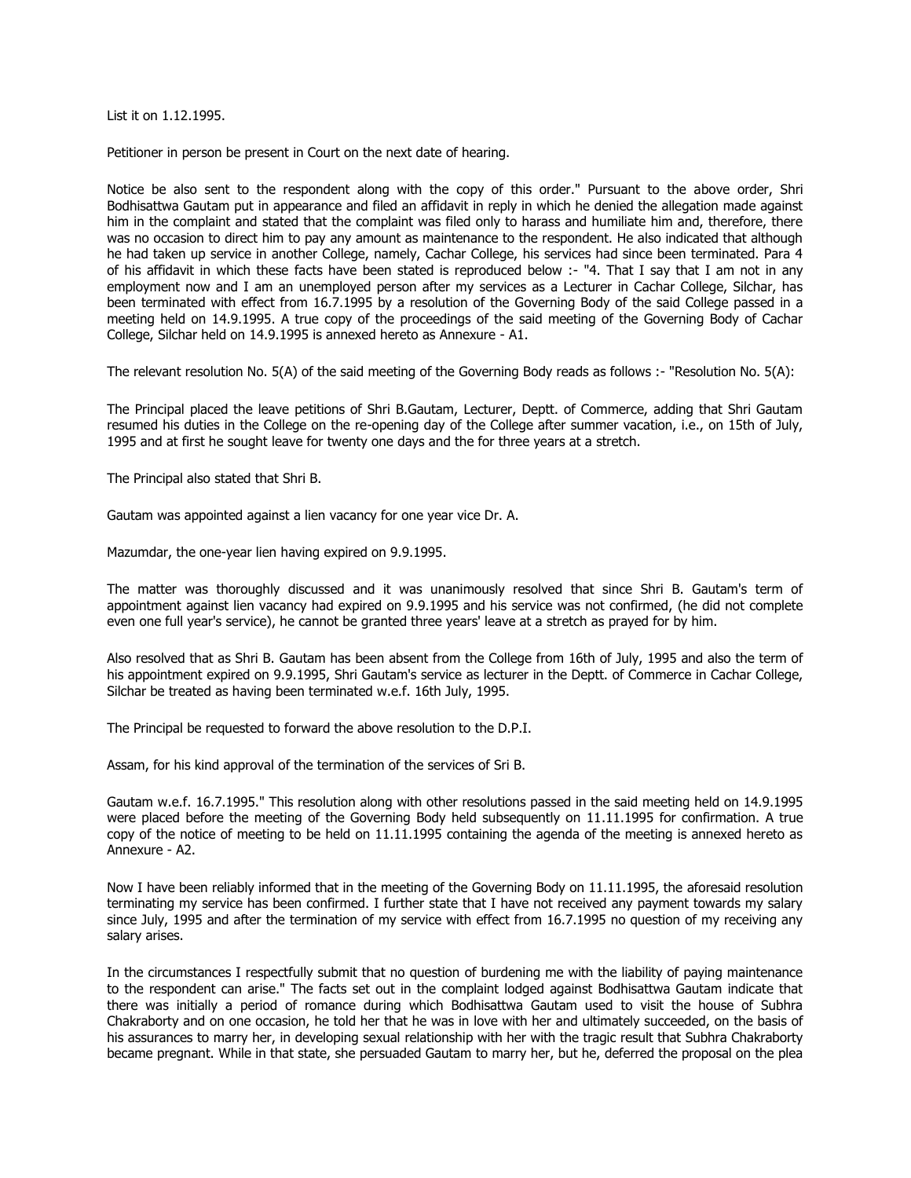List it on 1.12.1995.

Petitioner in person be present in Court on the next date of hearing.

Notice be also sent to the respondent along with the copy of this order." Pursuant to the above order, Shri Bodhisattwa Gautam put in appearance and filed an affidavit in reply in which he denied the allegation made against him in the complaint and stated that the complaint was filed only to harass and humiliate him and, therefore, there was no occasion to direct him to pay any amount as maintenance to the respondent. He also indicated that although he had taken up service in another College, namely, Cachar College, his services had since been terminated. Para 4 of his affidavit in which these facts have been stated is reproduced below :- "4. That I say that I am not in any employment now and I am an unemployed person after my services as a Lecturer in Cachar College, Silchar, has been terminated with effect from 16.7.1995 by a resolution of the Governing Body of the said College passed in a meeting held on 14.9.1995. A true copy of the proceedings of the said meeting of the Governing Body of Cachar College, Silchar held on 14.9.1995 is annexed hereto as Annexure - A1.

The relevant resolution No. 5(A) of the said meeting of the Governing Body reads as follows :- "Resolution No. 5(A):

The Principal placed the leave petitions of Shri B.Gautam, Lecturer, Deptt. of Commerce, adding that Shri Gautam resumed his duties in the College on the re-opening day of the College after summer vacation, i.e., on 15th of July, 1995 and at first he sought leave for twenty one days and the for three years at a stretch.

The Principal also stated that Shri B.

Gautam was appointed against a lien vacancy for one year vice Dr. A.

Mazumdar, the one-year lien having expired on 9.9.1995.

The matter was thoroughly discussed and it was unanimously resolved that since Shri B. Gautam's term of appointment against lien vacancy had expired on 9.9.1995 and his service was not confirmed, (he did not complete even one full year's service), he cannot be granted three years' leave at a stretch as prayed for by him.

Also resolved that as Shri B. Gautam has been absent from the College from 16th of July, 1995 and also the term of his appointment expired on 9.9.1995, Shri Gautam's service as lecturer in the Deptt. of Commerce in Cachar College, Silchar be treated as having been terminated w.e.f. 16th July, 1995.

The Principal be requested to forward the above resolution to the D.P.I.

Assam, for his kind approval of the termination of the services of Sri B.

Gautam w.e.f. 16.7.1995." This resolution along with other resolutions passed in the said meeting held on 14.9.1995 were placed before the meeting of the Governing Body held subsequently on 11.11.1995 for confirmation. A true copy of the notice of meeting to be held on 11.11.1995 containing the agenda of the meeting is annexed hereto as Annexure - A2.

Now I have been reliably informed that in the meeting of the Governing Body on 11.11.1995, the aforesaid resolution terminating my service has been confirmed. I further state that I have not received any payment towards my salary since July, 1995 and after the termination of my service with effect from 16.7.1995 no question of my receiving any salary arises.

In the circumstances I respectfully submit that no question of burdening me with the liability of paying maintenance to the respondent can arise." The facts set out in the complaint lodged against Bodhisattwa Gautam indicate that there was initially a period of romance during which Bodhisattwa Gautam used to visit the house of Subhra Chakraborty and on one occasion, he told her that he was in love with her and ultimately succeeded, on the basis of his assurances to marry her, in developing sexual relationship with her with the tragic result that Subhra Chakraborty became pregnant. While in that state, she persuaded Gautam to marry her, but he, deferred the proposal on the plea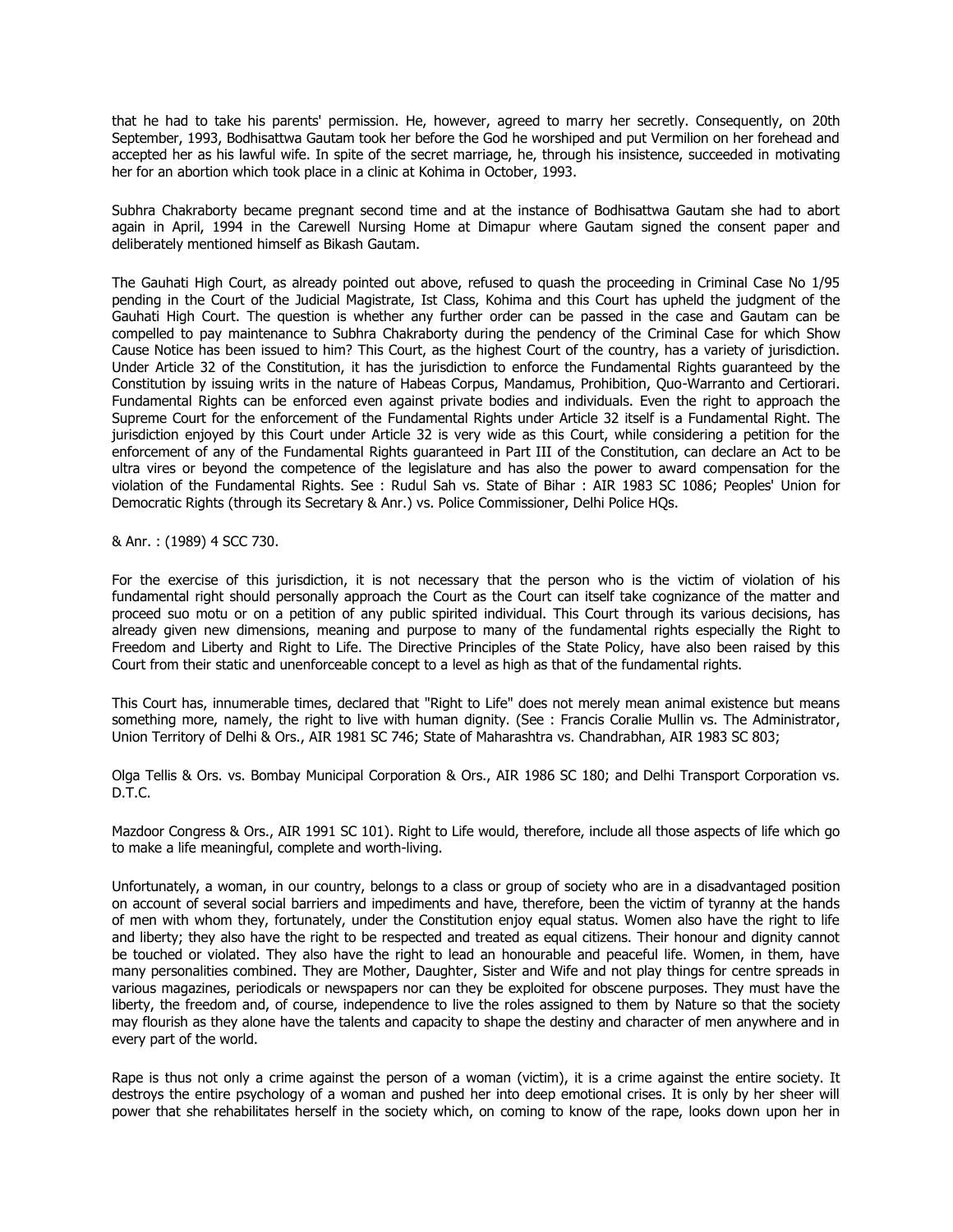that he had to take his parents' permission. He, however, agreed to marry her secretly. Consequently, on 20th September, 1993, Bodhisattwa Gautam took her before the God he worshiped and put Vermilion on her forehead and accepted her as his lawful wife. In spite of the secret marriage, he, through his insistence, succeeded in motivating her for an abortion which took place in a clinic at Kohima in October, 1993.

Subhra Chakraborty became pregnant second time and at the instance of Bodhisattwa Gautam she had to abort again in April, 1994 in the Carewell Nursing Home at Dimapur where Gautam signed the consent paper and deliberately mentioned himself as Bikash Gautam.

The Gauhati High Court, as already pointed out above, refused to quash the proceeding in Criminal Case No 1/95 pending in the Court of the Judicial Magistrate, Ist Class, Kohima and this Court has upheld the judgment of the Gauhati High Court. The question is whether any further order can be passed in the case and Gautam can be compelled to pay maintenance to Subhra Chakraborty during the pendency of the Criminal Case for which Show Cause Notice has been issued to him? This Court, as the highest Court of the country, has a variety of jurisdiction. Under Article 32 of the Constitution, it has the jurisdiction to enforce the Fundamental Rights guaranteed by the Constitution by issuing writs in the nature of Habeas Corpus, Mandamus, Prohibition, Quo-Warranto and Certiorari. Fundamental Rights can be enforced even against private bodies and individuals. Even the right to approach the Supreme Court for the enforcement of the Fundamental Rights under Article 32 itself is a Fundamental Right. The jurisdiction enjoyed by this Court under Article 32 is very wide as this Court, while considering a petition for the enforcement of any of the Fundamental Rights guaranteed in Part III of the Constitution, can declare an Act to be ultra vires or beyond the competence of the legislature and has also the power to award compensation for the violation of the Fundamental Rights. See : Rudul Sah vs. State of Bihar : AIR 1983 SC 1086; Peoples' Union for Democratic Rights (through its Secretary & Anr.) vs. Police Commissioner, Delhi Police HQs.

& Anr. : (1989) 4 SCC 730.

For the exercise of this jurisdiction, it is not necessary that the person who is the victim of violation of his fundamental right should personally approach the Court as the Court can itself take cognizance of the matter and proceed suo motu or on a petition of any public spirited individual. This Court through its various decisions, has already given new dimensions, meaning and purpose to many of the fundamental rights especially the Right to Freedom and Liberty and Right to Life. The Directive Principles of the State Policy, have also been raised by this Court from their static and unenforceable concept to a level as high as that of the fundamental rights.

This Court has, innumerable times, declared that "Right to Life" does not merely mean animal existence but means something more, namely, the right to live with human dignity. (See : Francis Coralie Mullin vs. The Administrator, Union Territory of Delhi & Ors., AIR 1981 SC 746; State of Maharashtra vs. Chandrabhan, AIR 1983 SC 803;

Olga Tellis & Ors. vs. Bombay Municipal Corporation & Ors., AIR 1986 SC 180; and Delhi Transport Corporation vs. D.T.C.

Mazdoor Congress & Ors., AIR 1991 SC 101). Right to Life would, therefore, include all those aspects of life which go to make a life meaningful, complete and worth-living.

Unfortunately, a woman, in our country, belongs to a class or group of society who are in a disadvantaged position on account of several social barriers and impediments and have, therefore, been the victim of tyranny at the hands of men with whom they, fortunately, under the Constitution enjoy equal status. Women also have the right to life and liberty; they also have the right to be respected and treated as equal citizens. Their honour and dignity cannot be touched or violated. They also have the right to lead an honourable and peaceful life. Women, in them, have many personalities combined. They are Mother, Daughter, Sister and Wife and not play things for centre spreads in various magazines, periodicals or newspapers nor can they be exploited for obscene purposes. They must have the liberty, the freedom and, of course, independence to live the roles assigned to them by Nature so that the society may flourish as they alone have the talents and capacity to shape the destiny and character of men anywhere and in every part of the world.

Rape is thus not only a crime against the person of a woman (victim), it is a crime against the entire society. It destroys the entire psychology of a woman and pushed her into deep emotional crises. It is only by her sheer will power that she rehabilitates herself in the society which, on coming to know of the rape, looks down upon her in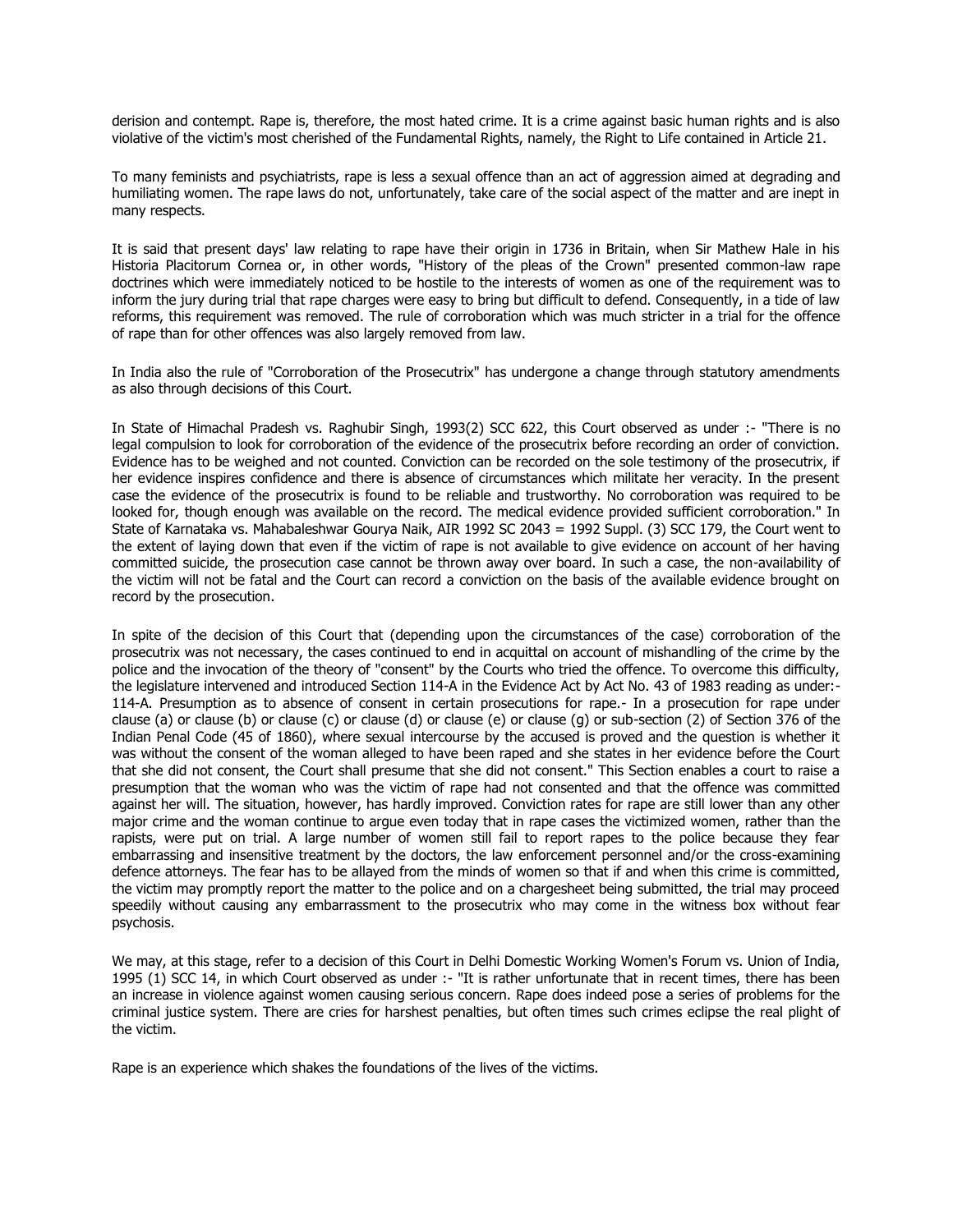derision and contempt. Rape is, therefore, the most hated crime. It is a crime against basic human rights and is also violative of the victim's most cherished of the Fundamental Rights, namely, the Right to Life contained in Article 21.

To many feminists and psychiatrists, rape is less a sexual offence than an act of aggression aimed at degrading and humiliating women. The rape laws do not, unfortunately, take care of the social aspect of the matter and are inept in many respects.

It is said that present days' law relating to rape have their origin in 1736 in Britain, when Sir Mathew Hale in his Historia Placitorum Cornea or, in other words, "History of the pleas of the Crown" presented common-law rape doctrines which were immediately noticed to be hostile to the interests of women as one of the requirement was to inform the jury during trial that rape charges were easy to bring but difficult to defend. Consequently, in a tide of law reforms, this requirement was removed. The rule of corroboration which was much stricter in a trial for the offence of rape than for other offences was also largely removed from law.

In India also the rule of "Corroboration of the Prosecutrix" has undergone a change through statutory amendments as also through decisions of this Court.

In State of Himachal Pradesh vs. Raghubir Singh, 1993(2) SCC 622, this Court observed as under :- "There is no legal compulsion to look for corroboration of the evidence of the prosecutrix before recording an order of conviction. Evidence has to be weighed and not counted. Conviction can be recorded on the sole testimony of the prosecutrix, if her evidence inspires confidence and there is absence of circumstances which militate her veracity. In the present case the evidence of the prosecutrix is found to be reliable and trustworthy. No corroboration was required to be looked for, though enough was available on the record. The medical evidence provided sufficient corroboration." In State of Karnataka vs. Mahabaleshwar Gourya Naik, AIR 1992 SC 2043 = 1992 Suppl. (3) SCC 179, the Court went to the extent of laying down that even if the victim of rape is not available to give evidence on account of her having committed suicide, the prosecution case cannot be thrown away over board. In such a case, the non-availability of the victim will not be fatal and the Court can record a conviction on the basis of the available evidence brought on record by the prosecution.

In spite of the decision of this Court that (depending upon the circumstances of the case) corroboration of the prosecutrix was not necessary, the cases continued to end in acquittal on account of mishandling of the crime by the police and the invocation of the theory of "consent" by the Courts who tried the offence. To overcome this difficulty, the legislature intervened and introduced Section 114-A in the Evidence Act by Act No. 43 of 1983 reading as under:- 114-A. Presumption as to absence of consent in certain prosecutions for rape.- In a prosecution for rape under clause (a) or clause (b) or clause (c) or clause (d) or clause (e) or clause (g) or sub-section (2) of Section 376 of the Indian Penal Code (45 of 1860), where sexual intercourse by the accused is proved and the question is whether it was without the consent of the woman alleged to have been raped and she states in her evidence before the Court that she did not consent, the Court shall presume that she did not consent." This Section enables a court to raise a presumption that the woman who was the victim of rape had not consented and that the offence was committed against her will. The situation, however, has hardly improved. Conviction rates for rape are still lower than any other major crime and the woman continue to argue even today that in rape cases the victimized women, rather than the rapists, were put on trial. A large number of women still fail to report rapes to the police because they fear embarrassing and insensitive treatment by the doctors, the law enforcement personnel and/or the cross-examining defence attorneys. The fear has to be allayed from the minds of women so that if and when this crime is committed, the victim may promptly report the matter to the police and on a chargesheet being submitted, the trial may proceed speedily without causing any embarrassment to the prosecutrix who may come in the witness box without fear psychosis.

We may, at this stage, refer to a decision of this Court in Delhi Domestic Working Women's Forum vs. Union of India, 1995 (1) SCC 14, in which Court observed as under :- "It is rather unfortunate that in recent times, there has been an increase in violence against women causing serious concern. Rape does indeed pose a series of problems for the criminal justice system. There are cries for harshest penalties, but often times such crimes eclipse the real plight of the victim.

Rape is an experience which shakes the foundations of the lives of the victims.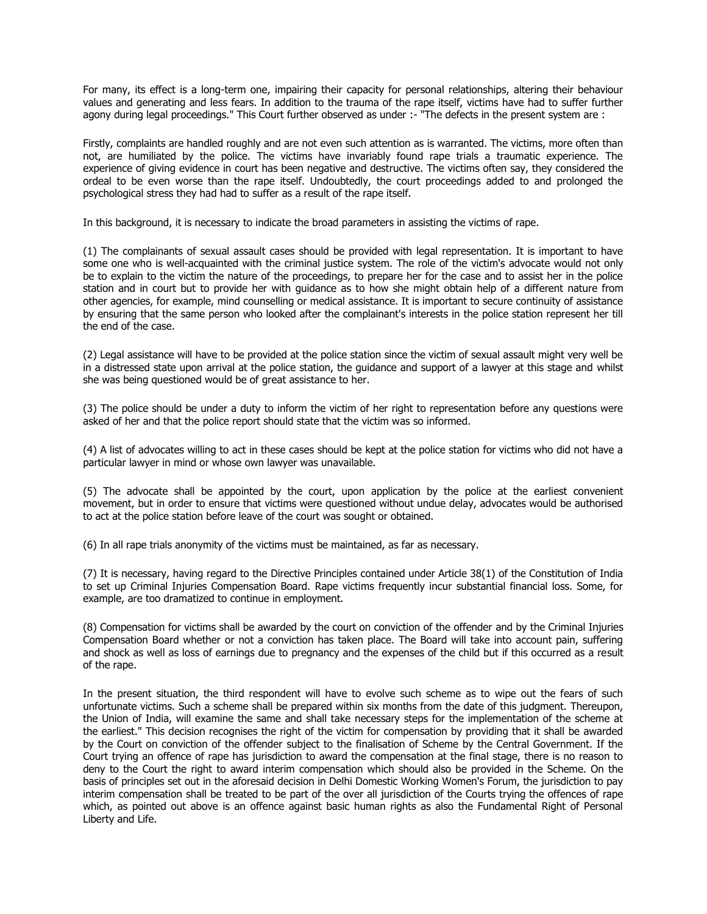For many, its effect is a long-term one, impairing their capacity for personal relationships, altering their behaviour values and generating and less fears. In addition to the trauma of the rape itself, victims have had to suffer further agony during legal proceedings." This Court further observed as under :- "The defects in the present system are :

Firstly, complaints are handled roughly and are not even such attention as is warranted. The victims, more often than not, are humiliated by the police. The victims have invariably found rape trials a traumatic experience. The experience of giving evidence in court has been negative and destructive. The victims often say, they considered the ordeal to be even worse than the rape itself. Undoubtedly, the court proceedings added to and prolonged the psychological stress they had had to suffer as a result of the rape itself.

In this background, it is necessary to indicate the broad parameters in assisting the victims of rape.

(1) The complainants of sexual assault cases should be provided with legal representation. It is important to have some one who is well-acquainted with the criminal justice system. The role of the victim's advocate would not only be to explain to the victim the nature of the proceedings, to prepare her for the case and to assist her in the police station and in court but to provide her with guidance as to how she might obtain help of a different nature from other agencies, for example, mind counselling or medical assistance. It is important to secure continuity of assistance by ensuring that the same person who looked after the complainant's interests in the police station represent her till the end of the case.

(2) Legal assistance will have to be provided at the police station since the victim of sexual assault might very well be in a distressed state upon arrival at the police station, the guidance and support of a lawyer at this stage and whilst she was being questioned would be of great assistance to her.

(3) The police should be under a duty to inform the victim of her right to representation before any questions were asked of her and that the police report should state that the victim was so informed.

(4) A list of advocates willing to act in these cases should be kept at the police station for victims who did not have a particular lawyer in mind or whose own lawyer was unavailable.

(5) The advocate shall be appointed by the court, upon application by the police at the earliest convenient movement, but in order to ensure that victims were questioned without undue delay, advocates would be authorised to act at the police station before leave of the court was sought or obtained.

(6) In all rape trials anonymity of the victims must be maintained, as far as necessary.

(7) It is necessary, having regard to the Directive Principles contained under Article 38(1) of the Constitution of India to set up Criminal Injuries Compensation Board. Rape victims frequently incur substantial financial loss. Some, for example, are too dramatized to continue in employment.

(8) Compensation for victims shall be awarded by the court on conviction of the offender and by the Criminal Injuries Compensation Board whether or not a conviction has taken place. The Board will take into account pain, suffering and shock as well as loss of earnings due to pregnancy and the expenses of the child but if this occurred as a result of the rape.

In the present situation, the third respondent will have to evolve such scheme as to wipe out the fears of such unfortunate victims. Such a scheme shall be prepared within six months from the date of this judgment. Thereupon, the Union of India, will examine the same and shall take necessary steps for the implementation of the scheme at the earliest." This decision recognises the right of the victim for compensation by providing that it shall be awarded by the Court on conviction of the offender subject to the finalisation of Scheme by the Central Government. If the Court trying an offence of rape has jurisdiction to award the compensation at the final stage, there is no reason to deny to the Court the right to award interim compensation which should also be provided in the Scheme. On the basis of principles set out in the aforesaid decision in Delhi Domestic Working Women's Forum, the jurisdiction to pay interim compensation shall be treated to be part of the over all jurisdiction of the Courts trying the offences of rape which, as pointed out above is an offence against basic human rights as also the Fundamental Right of Personal Liberty and Life.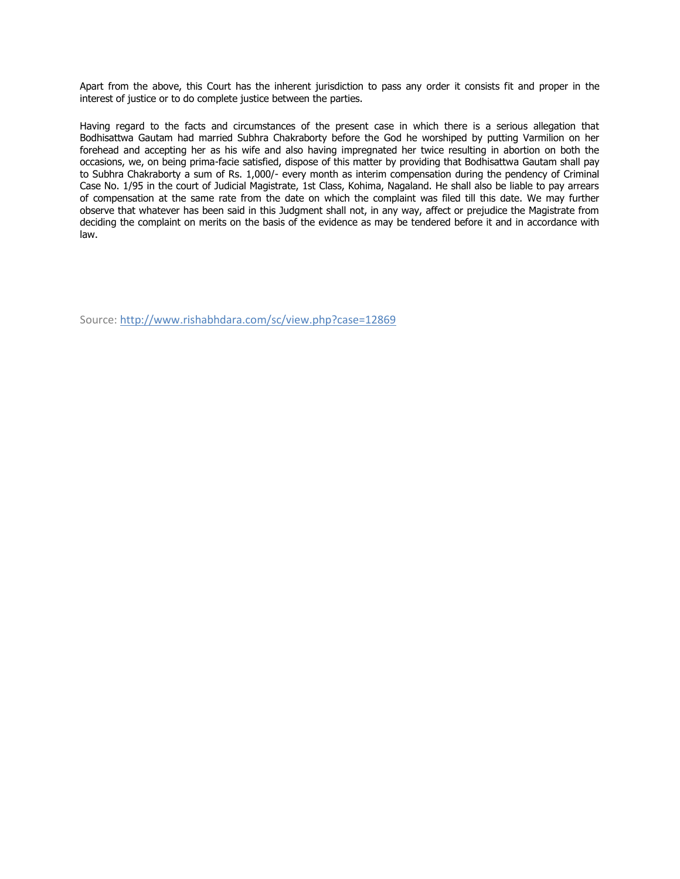Apart from the above, this Court has the inherent jurisdiction to pass any order it consists fit and proper in the interest of justice or to do complete justice between the parties.

Having regard to the facts and circumstances of the present case in which there is a serious allegation that Bodhisattwa Gautam had married Subhra Chakraborty before the God he worshiped by putting Varmilion on her forehead and accepting her as his wife and also having impregnated her twice resulting in abortion on both the occasions, we, on being prima-facie satisfied, dispose of this matter by providing that Bodhisattwa Gautam shall pay to Subhra Chakraborty a sum of Rs. 1,000/- every month as interim compensation during the pendency of Criminal Case No. 1/95 in the court of Judicial Magistrate, 1st Class, Kohima, Nagaland. He shall also be liable to pay arrears of compensation at the same rate from the date on which the complaint was filed till this date. We may further observe that whatever has been said in this Judgment shall not, in any way, affect or prejudice the Magistrate from deciding the complaint on merits on the basis of the evidence as may be tendered before it and in accordance with law.

Source: http://www.rishabhdara.com/sc/view.php?case=12869